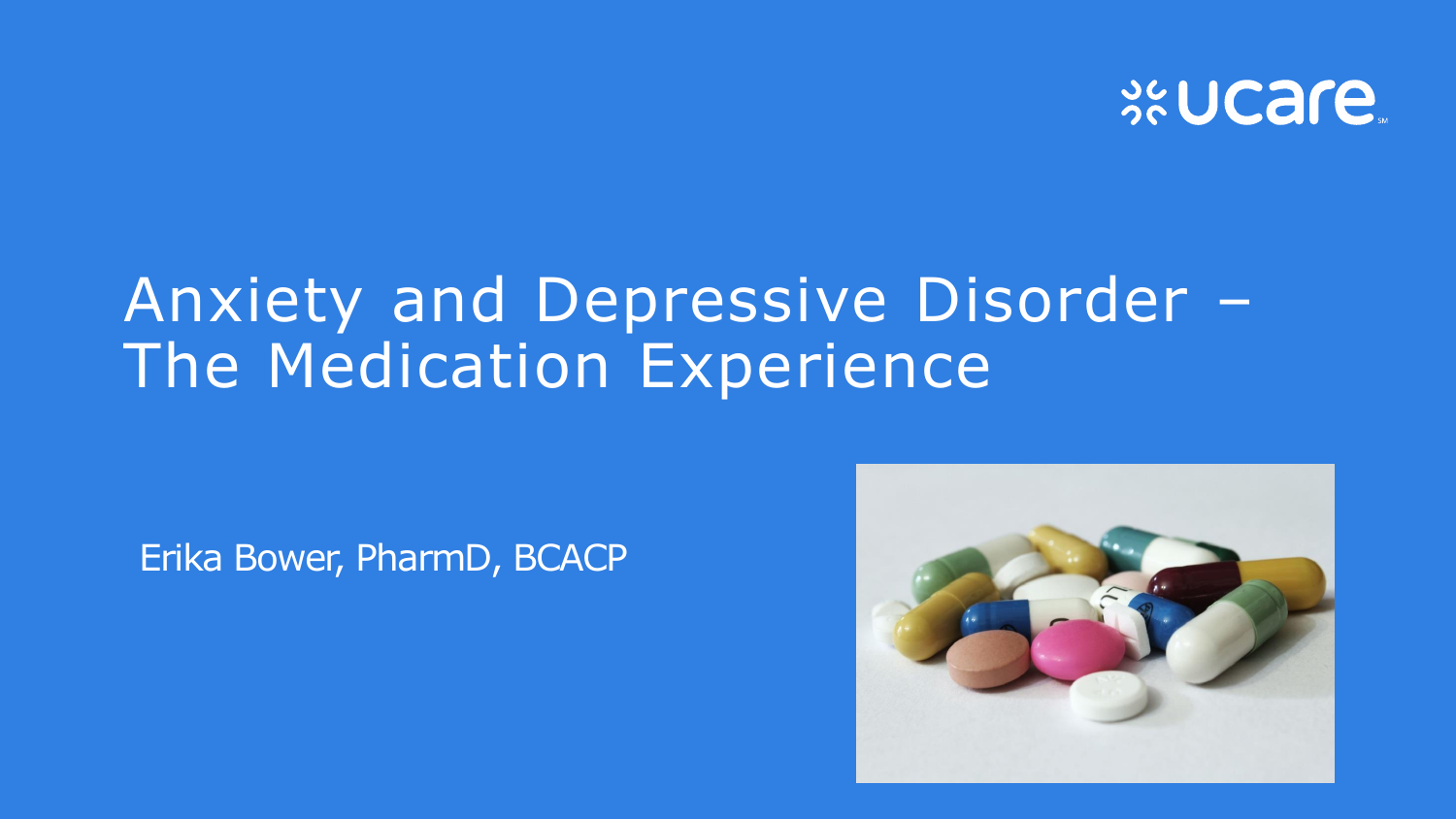# Anxiety and Depressive Disorder – The Medication Experience

Erika Bower, PharmD, BCACP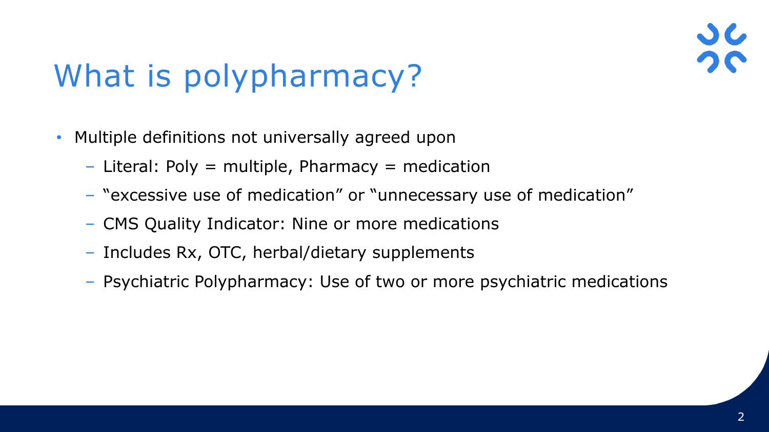# What is polypharmacy?

- Multiple definitions not universally agreed upon
  - Literal: Poly = multiple, Pharmacy = medication
  - "excessive use of medication" or "unnecessary use of medication"
  - CMS Quality Indicator: Nine or more medications
  - Includes Rx, OTC, herbal/dietary supplements
  - Psychiatric Polypharmacy: Use of two or more psychiatric medications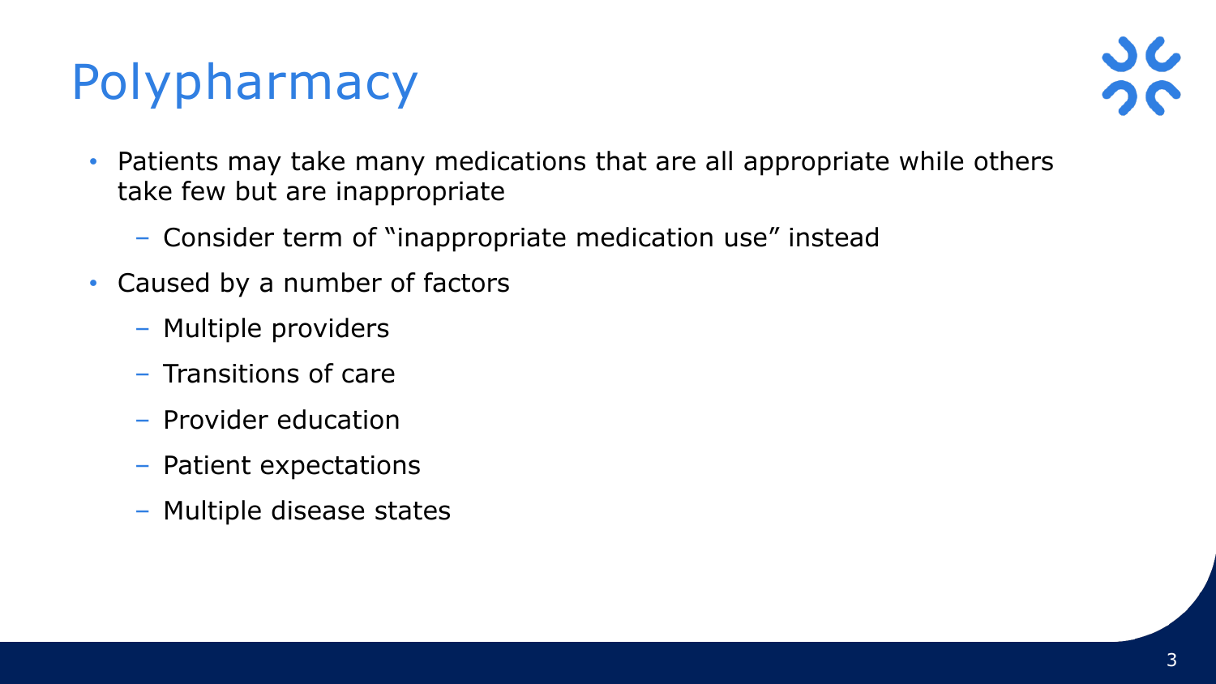# Polypharmacy

- Patients may take many medications that are all appropriate while others take few but are inappropriate
  - Consider term of "inappropriate medication use" instead
- Caused by a number of factors
  - Multiple providers
  - Transitions of care
  - Provider education
  - Patient expectations
  - Multiple disease states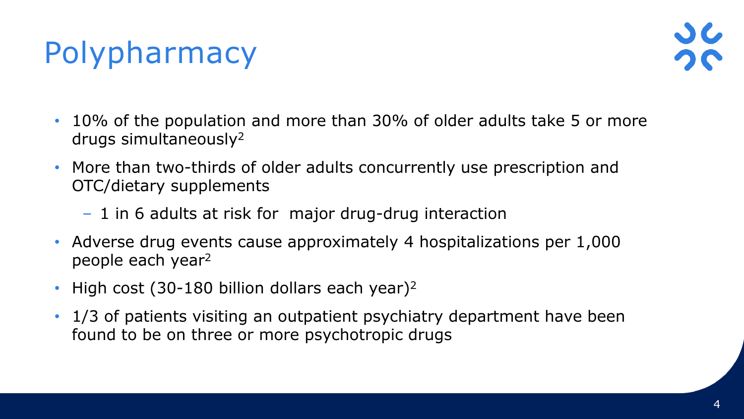# Polypharmacy

- 10% of the population and more than 30% of older adults take 5 or more drugs simultaneously[2]
- More than two-thirds of older adults concurrently use prescription and OTC/dietary supplements
  - 1 in 6 adults at risk for major drug-drug interaction
- Adverse drug events cause approximately 4 hospitalizations per 1,000 people each year[2]
- High cost (30-180 billion dollars each year)[2]
- 1/3 of patients visiting an outpatient psychiatry department have been found to be on three or more psychotropic drugs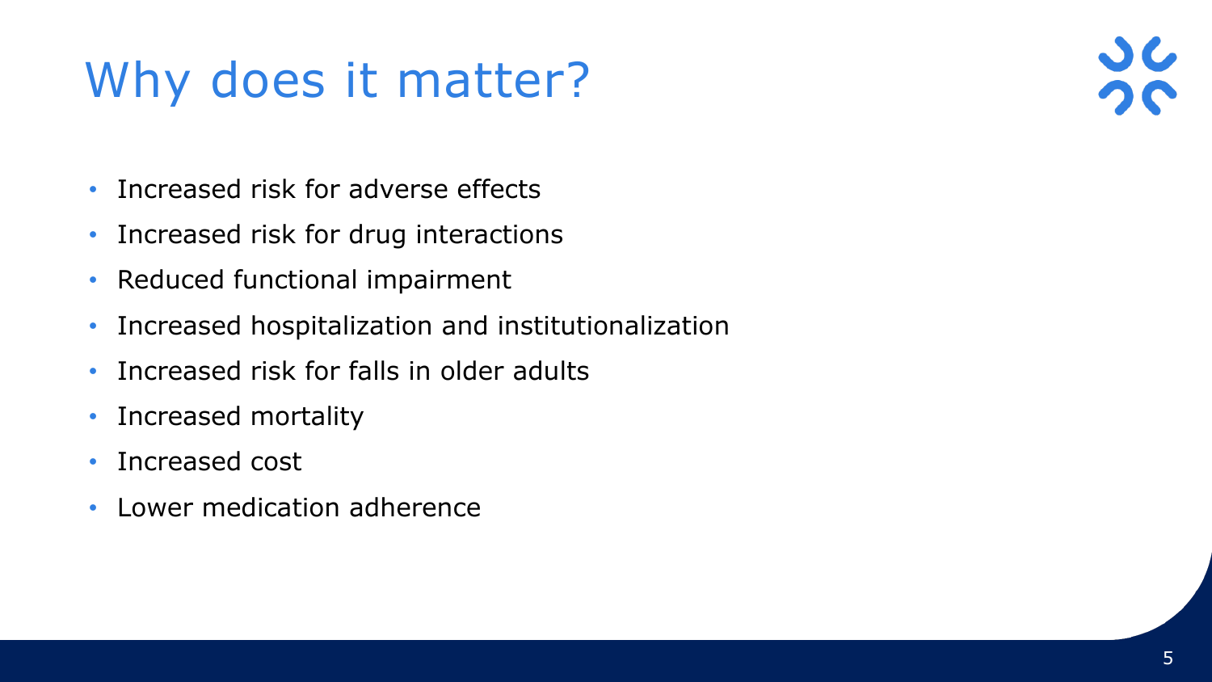# Why does it matter?

- Increased risk for adverse effects
- Increased risk for drug interactions
- Reduced functional impairment
- Increased hospitalization and institutionalization
- Increased risk for falls in older adults
- Increased mortality
- Increased cost
- Lower medication adherence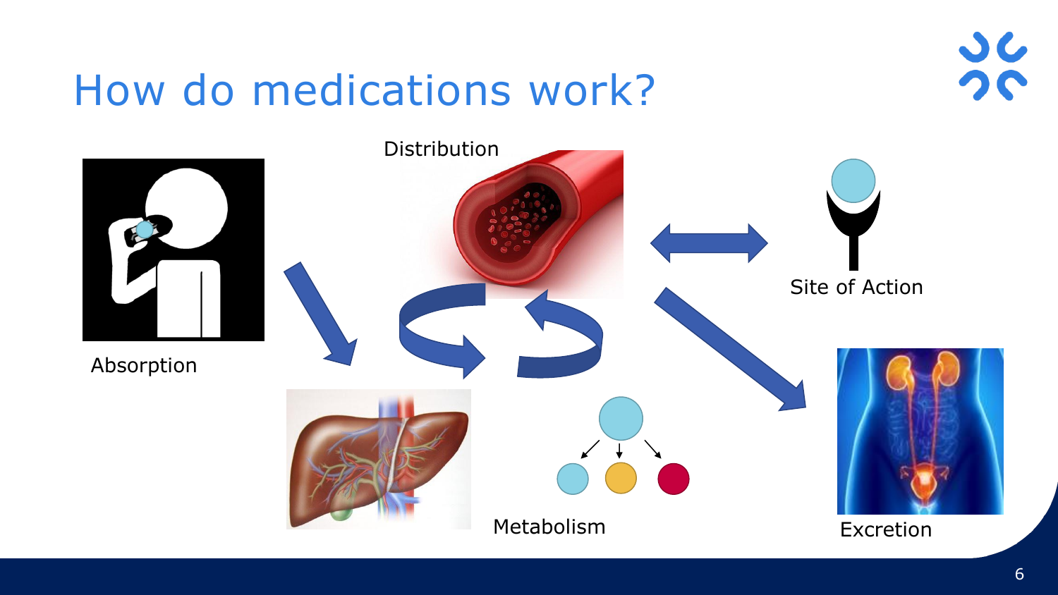# How do medications work?

Distribution

Site of Action

Absorption

Metabolism

Excretion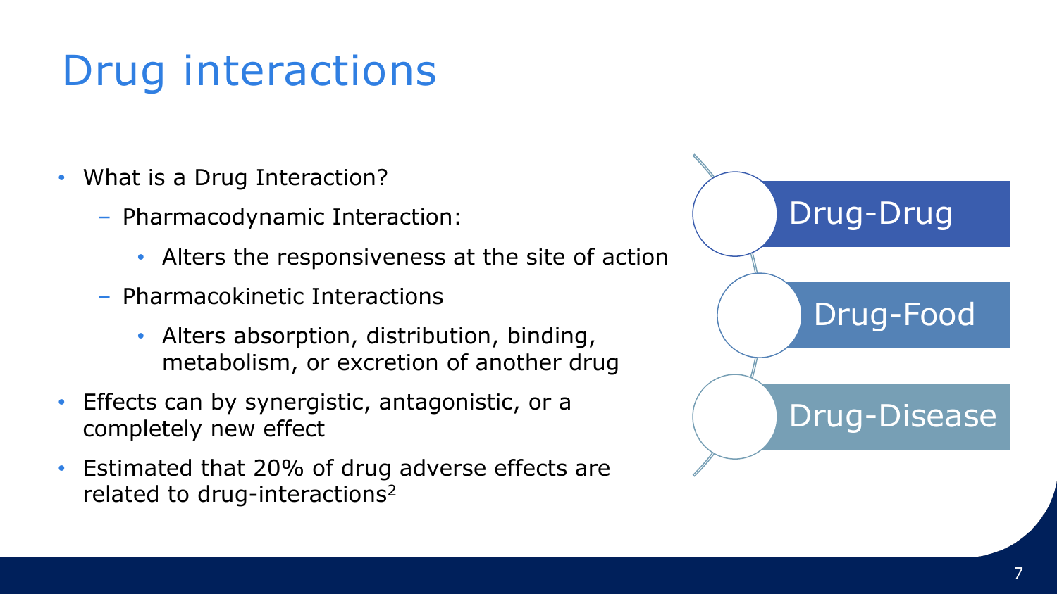# Drug interactions

- What is a Drug Interaction?
  - Pharmacodynamic Interaction:
    - Alters the responsiveness at the site of action
  - Pharmacokinetic Interactions
    - Alters absorption, distribution, binding, metabolism, or excretion of another drug
- Effects can by synergistic, antagonistic, or a completely new effect
- Estimated that 20% of drug adverse effects are related to drug-interactions[2]

- Drug-Drug
- Drug-Food
- Drug-Disease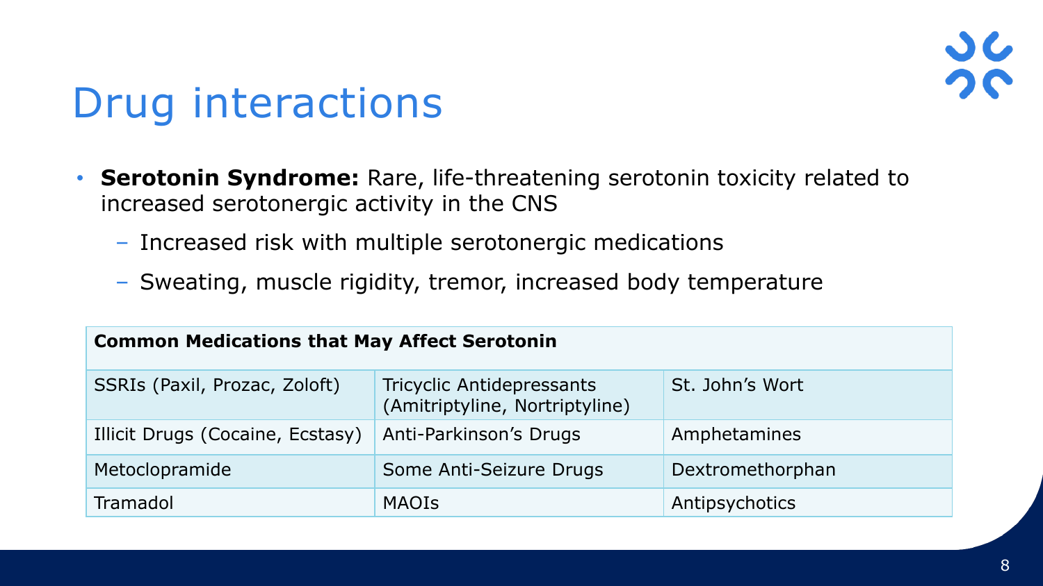# Drug interactions

- **Serotonin Syndrome:** Rare, life-threatening serotonin toxicity related to increased serotonergic activity in the CNS
  - Increased risk with multiple serotonergic medications
  - Sweating, muscle rigidity, tremor, increased body temperature

| **Common Medications that May Affect Serotonin** | | |
|---|---|---|
| SSRIs (Paxil, Prozac, Zoloft) | Tricyclic Antidepressants (Amitriptyline, Nortriptyline) | St. John's Wort |
| Illicit Drugs (Cocaine, Ecstasy) | Anti-Parkinson's Drugs | Amphetamines |
| Metoclopramide | Some Anti-Seizure Drugs | Dextromethorphan |
| Tramadol | MAOIs | Antipsychotics |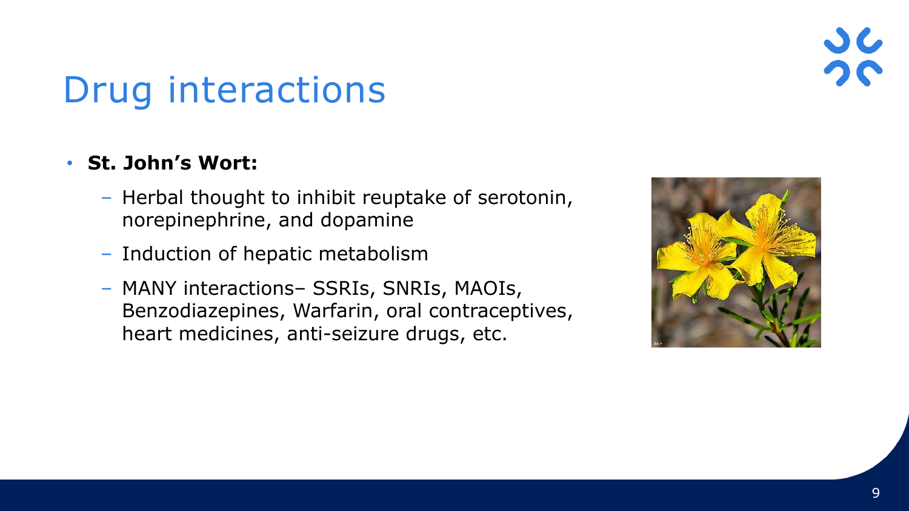# Drug interactions

- **St. John's Wort:**
  - Herbal thought to inhibit reuptake of serotonin, norepinephrine, and dopamine
  - Induction of hepatic metabolism
  - MANY interactions– SSRIs, SNRIs, MAOIs, Benzodiazepines, Warfarin, oral contraceptives, heart medicines, anti-seizure drugs, etc.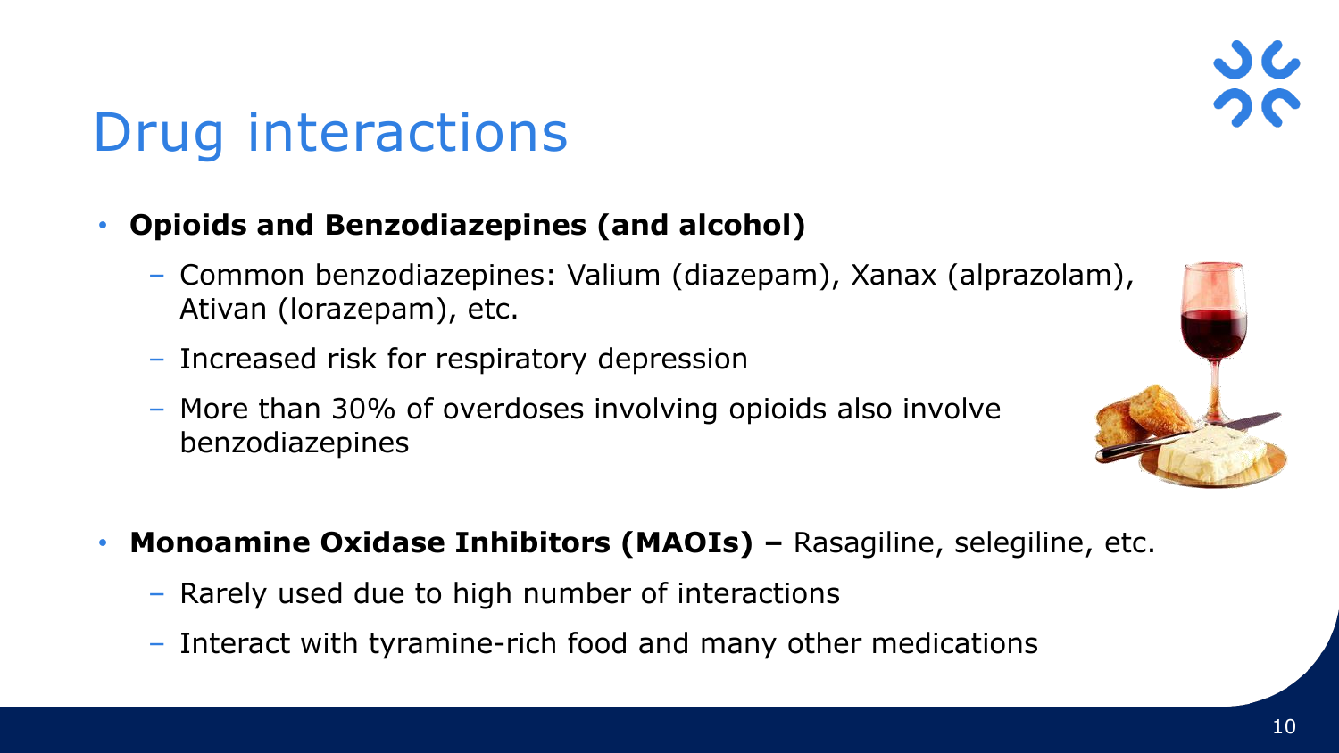# Drug interactions

- **Opioids and Benzodiazepines (and alcohol)**
  - Common benzodiazepines: Valium (diazepam), Xanax (alprazolam), Ativan (lorazepam), etc.
  - Increased risk for respiratory depression
  - More than 30% of overdoses involving opioids also involve benzodiazepines

- **Monoamine Oxidase Inhibitors (MAOIs) –** Rasagiline, selegiline, etc.
  - Rarely used due to high number of interactions
  - Interact with tyramine-rich food and many other medications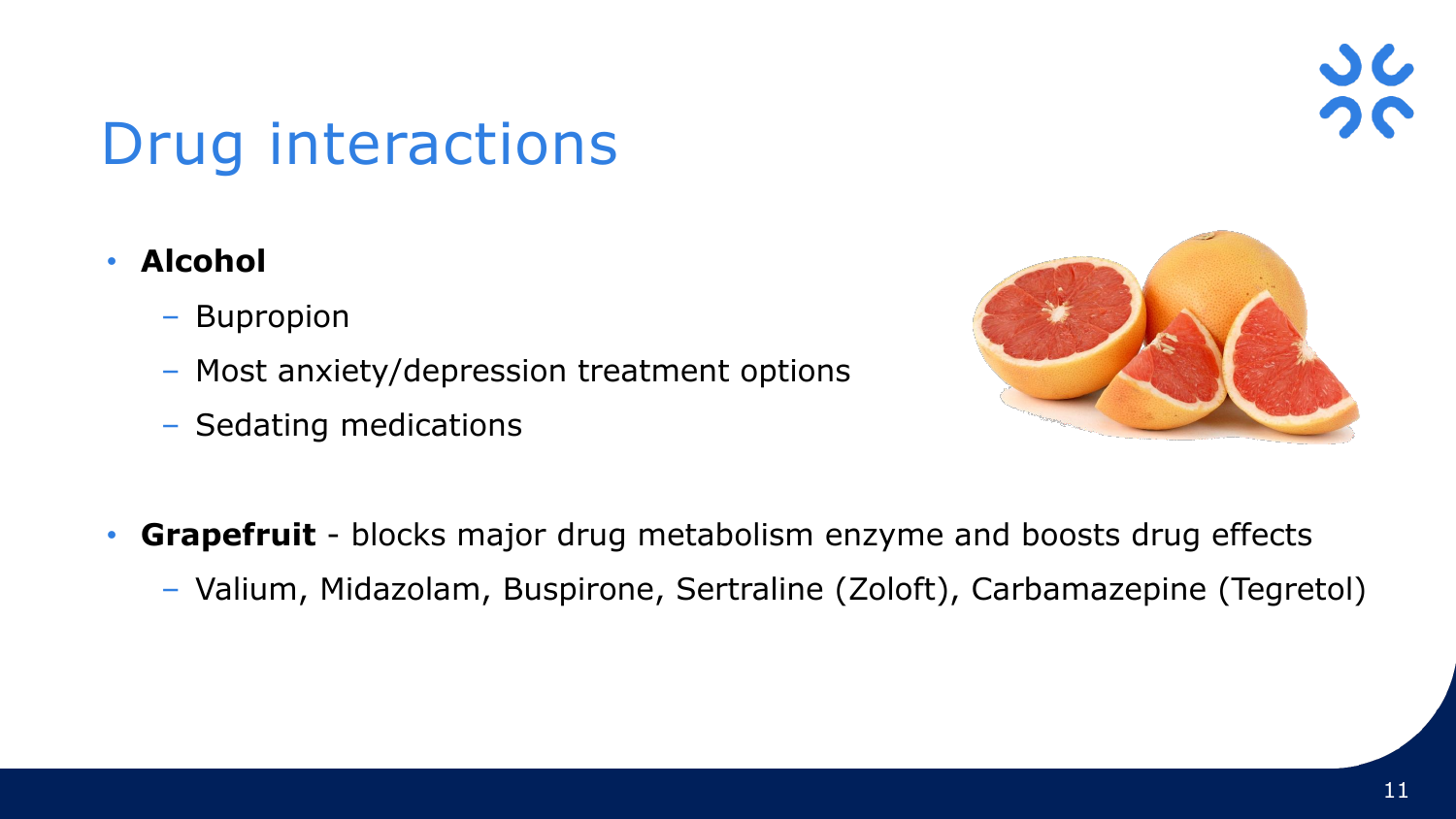# Drug interactions

- **Alcohol**
  - Bupropion
  - Most anxiety/depression treatment options
  - Sedating medications

- **Grapefruit** - blocks major drug metabolism enzyme and boosts drug effects
  - Valium, Midazolam, Buspirone, Sertraline (Zoloft), Carbamazepine (Tegretol)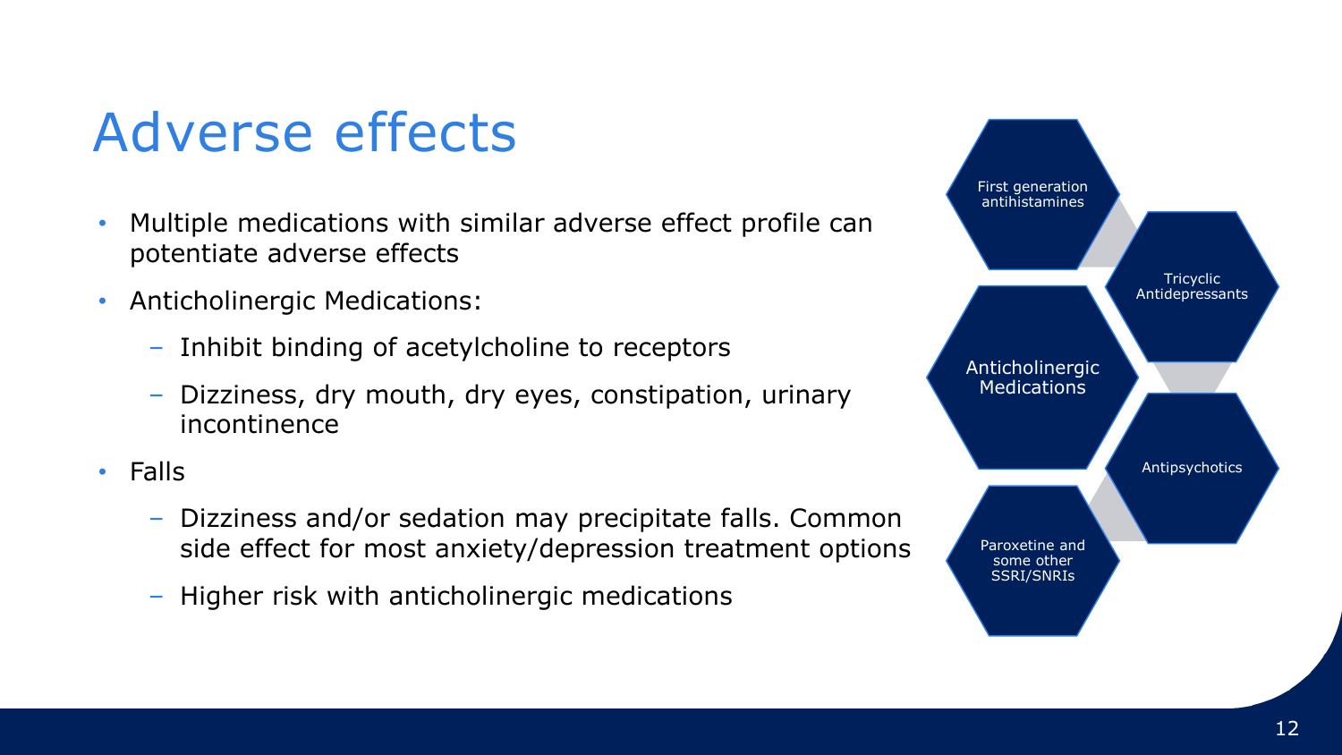# Adverse effects

- Multiple medications with similar adverse effect profile can potentiate adverse effects
- Anticholinergic Medications:
  - Inhibit binding of acetylcholine to receptors
  - Dizziness, dry mouth, dry eyes, constipation, urinary incontinence
- Falls
  - Dizziness and/or sedation may precipitate falls. Common side effect for most anxiety/depression treatment options
  - Higher risk with anticholinergic medications

Anticholinergic Medications

- First generation antihistamines
- Tricyclic Antidepressants
- Antipsychotics
- Paroxetine and some other SSRI/SNRIs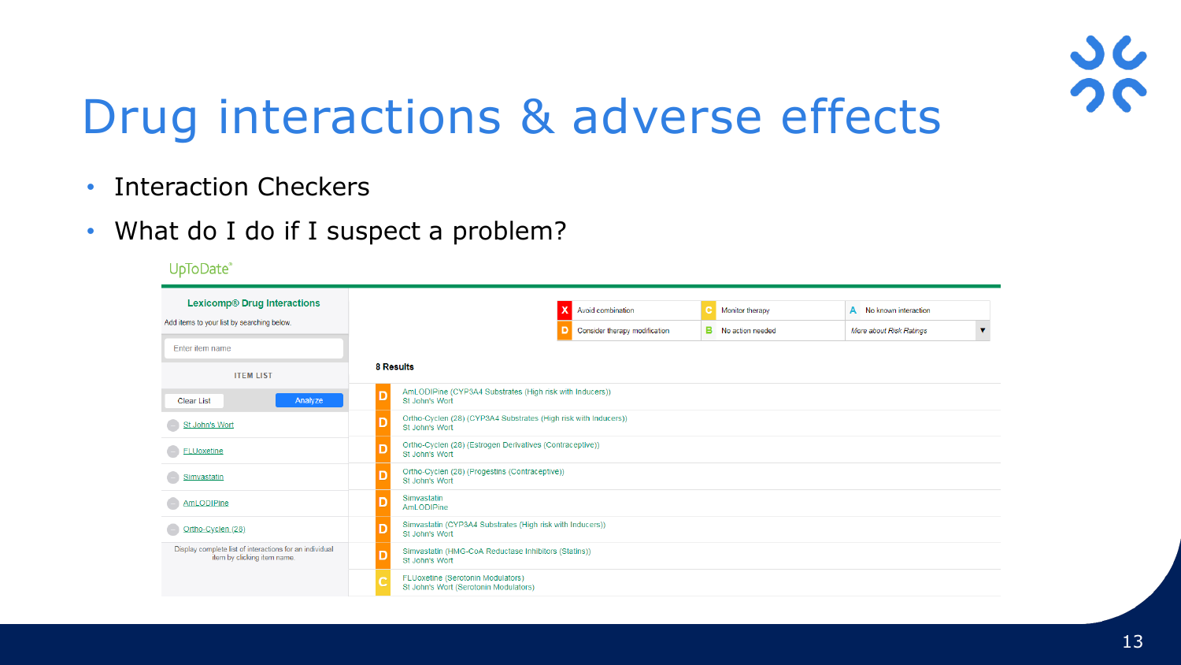# Drug interactions & adverse effects

- Interaction Checkers
- What do I do if I suspect a problem?

UpToDate®

**Lexicomp® Drug Interactions**

Add items to your list by searching below.

Enter item name

ITEM LIST

Clear List | Analyze

- St John's Wort
- FLUoxetine
- Simvastatin
- AmLODIPine
- Ortho-Cyclen (28)

Display complete list of interactions for an individual item by clicking item name.

| | | | | | |
|---|---|---|---|---|---|
| X | Avoid combination | C | Monitor therapy | A | No known interaction |
| D | Consider therapy modification | B | No action needed | | More about Risk Ratings |

**8 Results**

| Rating | Interaction |
|---|---|
| D | AmLODIPine (CYP3A4 Substrates (High risk with Inducers)) St John's Wort |
| D | Ortho-Cyclen (28) (CYP3A4 Substrates (High risk with Inducers)) St John's Wort |
| D | Ortho-Cyclen (28) (Estrogen Derivatives (Contraceptive)) St John's Wort |
| D | Ortho-Cyclen (28) (Progestins (Contraceptive)) St John's Wort |
| D | Simvastatin AmLODIPine |
| D | Simvastatin (CYP3A4 Substrates (High risk with Inducers)) St John's Wort |
| D | Simvastatin (HMG-CoA Reductase Inhibitors (Statins)) St John's Wort |
| C | FLUoxetine (Serotonin Modulators) St John's Wort (Serotonin Modulators) |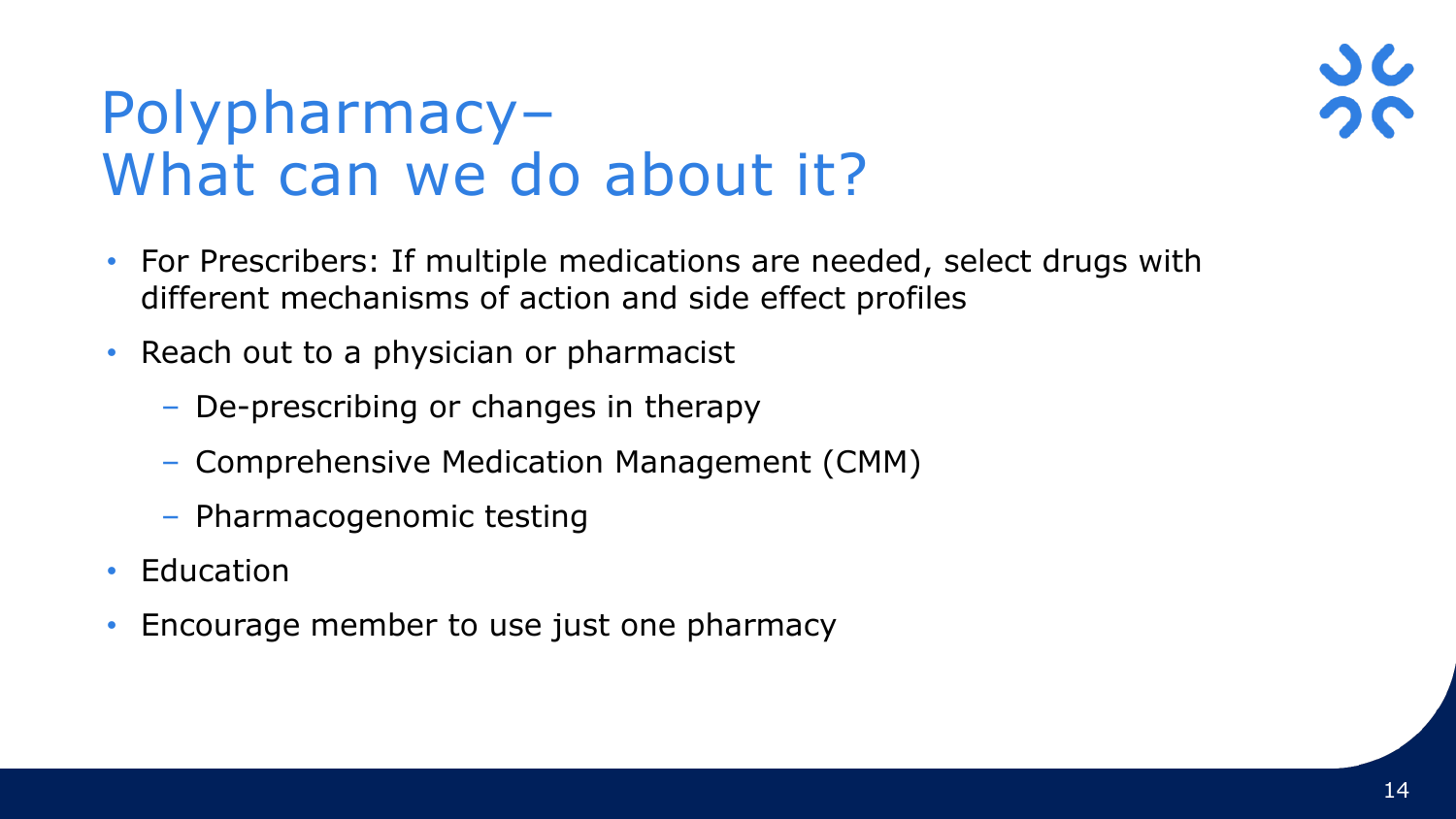# Polypharmacy– What can we do about it?

- For Prescribers: If multiple medications are needed, select drugs with different mechanisms of action and side effect profiles
- Reach out to a physician or pharmacist
  - De-prescribing or changes in therapy
  - Comprehensive Medication Management (CMM)
  - Pharmacogenomic testing
- Education
- Encourage member to use just one pharmacy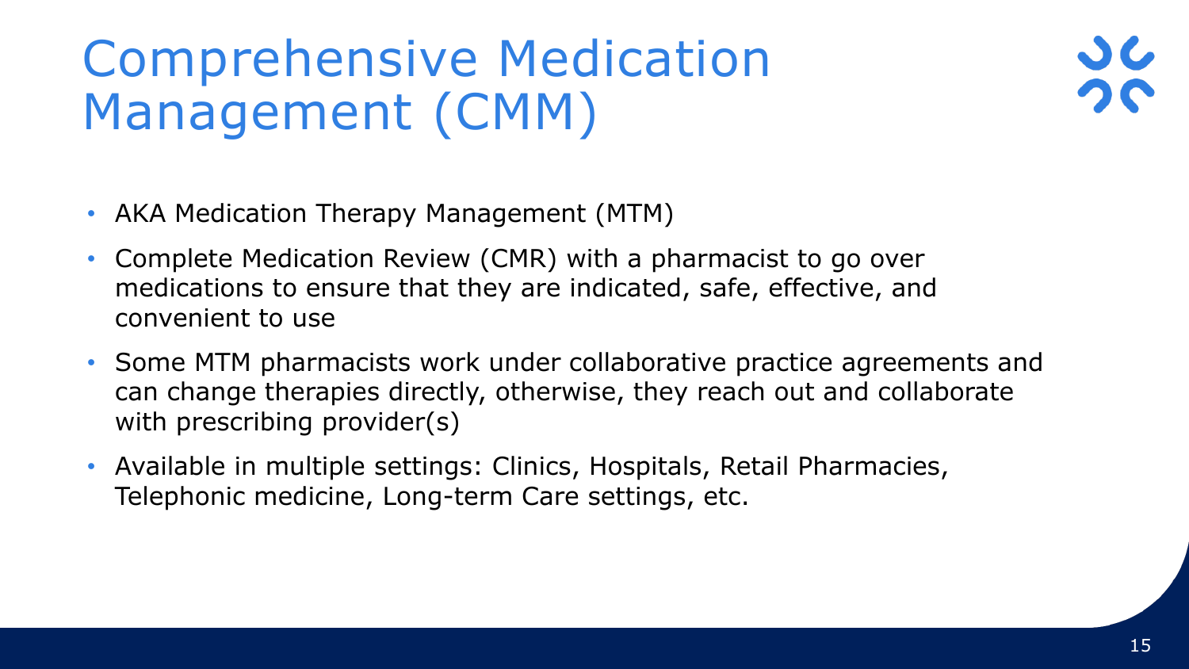# Comprehensive Medication Management (CMM)

- AKA Medication Therapy Management (MTM)
- Complete Medication Review (CMR) with a pharmacist to go over medications to ensure that they are indicated, safe, effective, and convenient to use
- Some MTM pharmacists work under collaborative practice agreements and can change therapies directly, otherwise, they reach out and collaborate with prescribing provider(s)
- Available in multiple settings: Clinics, Hospitals, Retail Pharmacies, Telephonic medicine, Long-term Care settings, etc.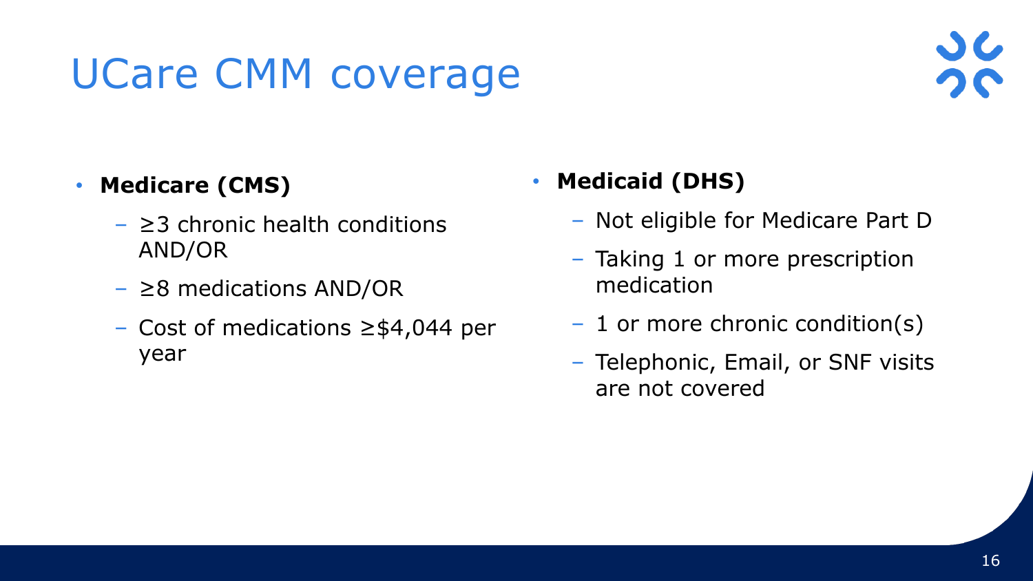# UCare CMM coverage

- **Medicare (CMS)**
  - ≥3 chronic health conditions AND/OR
  - ≥8 medications AND/OR
  - Cost of medications ≥$4,044 per year

- **Medicaid (DHS)**
  - Not eligible for Medicare Part D
  - Taking 1 or more prescription medication
  - 1 or more chronic condition(s)
  - Telephonic, Email, or SNF visits are not covered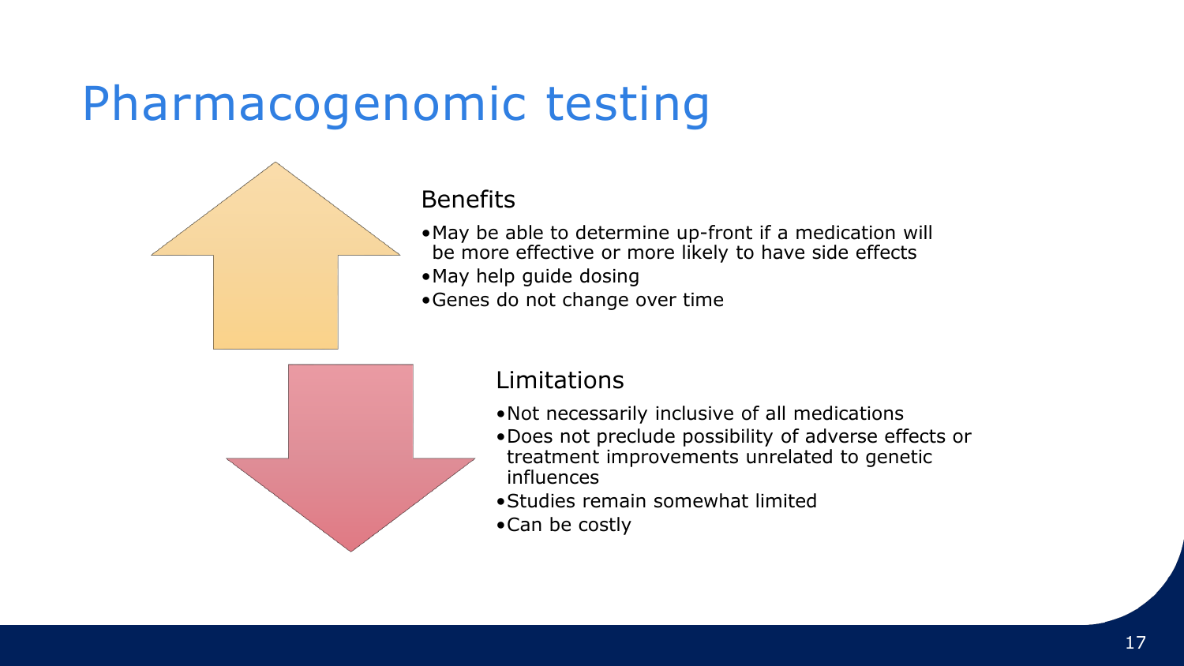# Pharmacogenomic testing

## Benefits

- May be able to determine up-front if a medication will be more effective or more likely to have side effects
- May help guide dosing
- Genes do not change over time

## Limitations

- Not necessarily inclusive of all medications
- Does not preclude possibility of adverse effects or treatment improvements unrelated to genetic influences
- Studies remain somewhat limited
- Can be costly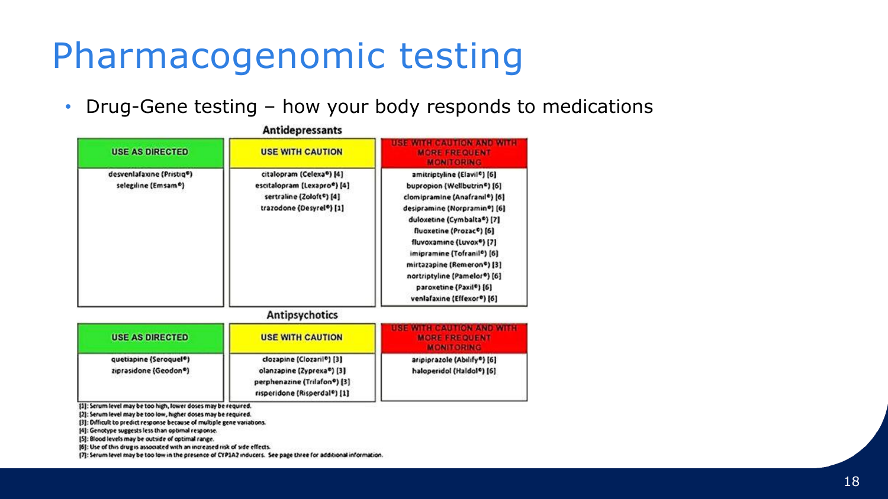# Pharmacogenomic testing

- Drug-Gene testing – how your body responds to medications

**Antidepressants**

| USE AS DIRECTED | USE WITH CAUTION | USE WITH CAUTION AND WITH MORE FREQUENT MONITORING |
|---|---|---|
| desvenlafaxine (Pristiq®) | citalopram (Celexa®) [4] | amitriptyline (Elavil®) [6] |
| selegiline (Emsam®) | escitalopram (Lexapro®) [4] | bupropion (Wellbutrin®) [6] |
| | sertraline (Zoloft®) [4] | clomipramine (Anafranil®) [6] |
| | trazodone (Desyrel®) [1] | desipramine (Norpramin®) [6] |
| | | duloxetine (Cymbalta®) [7] |
| | | fluoxetine (Prozac®) [6] |
| | | fluvoxamine (Luvox®) [7] |
| | | imipramine (Tofranil®) [6] |
| | | mirtazapine (Remeron®) [3] |
| | | nortriptyline (Pamelor®) [6] |
| | | paroxetine (Paxil®) [6] |
| | | venlafaxine (Effexor®) [6] |

**Antipsychotics**

| USE AS DIRECTED | USE WITH CAUTION | USE WITH CAUTION AND WITH MORE FREQUENT MONITORING |
|---|---|---|
| quetiapine (Seroquel®) | clozapine (Clozaril®) [3] | aripiprazole (Abilify®) [6] |
| ziprasidone (Geodon®) | olanzapine (Zyprexa®) [3] | haloperidol (Haldol®) [6] |
| | perphenazine (Trilafon®) [3] | |
| | risperidone (Risperdal®) [1] | |

[1]: Serum level may be too high, lower doses may be required.
[2]: Serum level may be too low, higher doses may be required.
[3]: Difficult to predict response because of multiple gene variations.
[4]: Genotype suggests less than optimal response.
[5]: Blood levels may be outside of optimal range.
[6]: Use of this drug is associated with an increased risk of side effects.
[7]: Serum level may be too low in the presence of CYP1A2 inducers. See page three for additional information.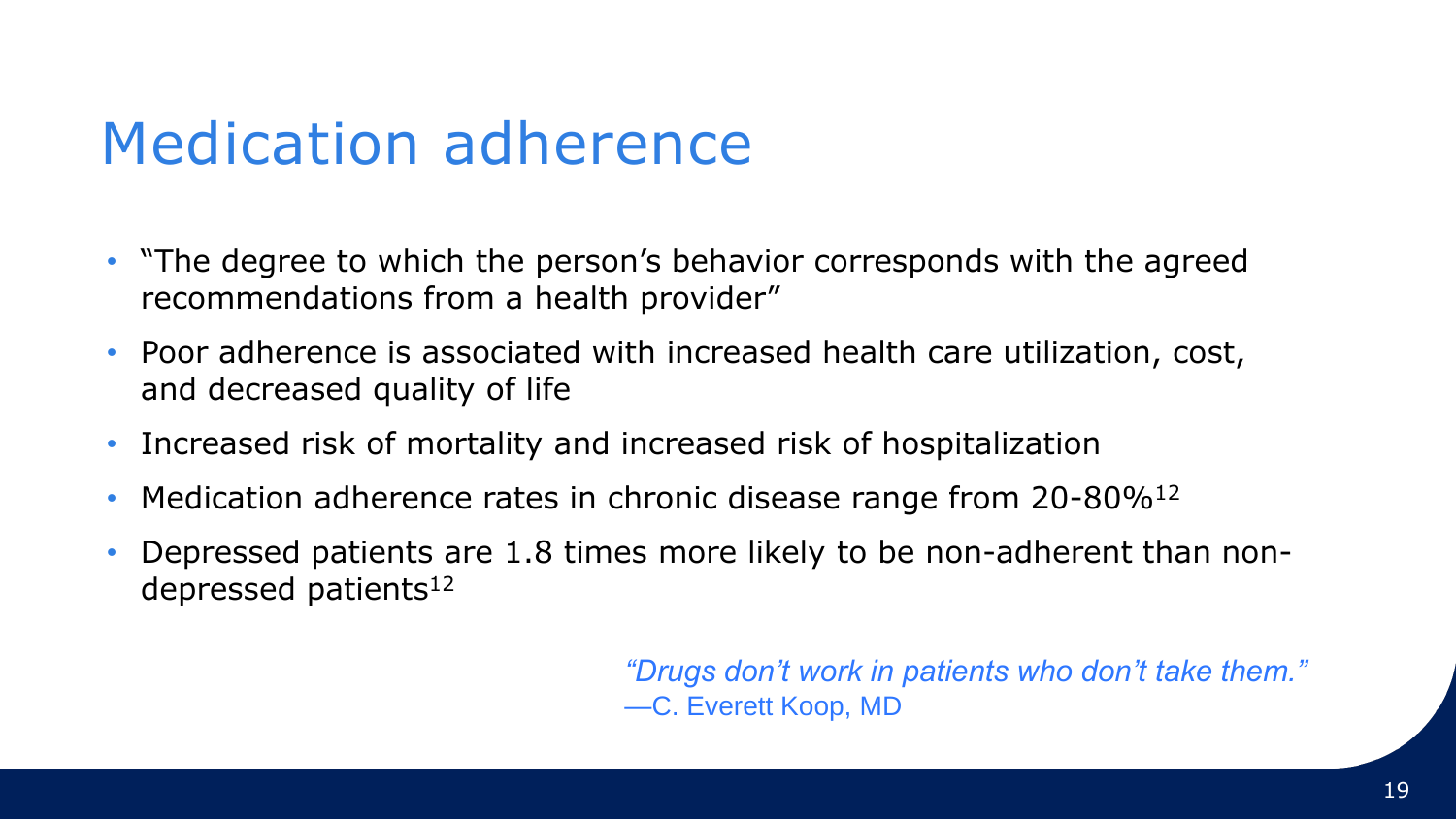# Medication adherence

- "The degree to which the person's behavior corresponds with the agreed recommendations from a health provider"
- Poor adherence is associated with increased health care utilization, cost, and decreased quality of life
- Increased risk of mortality and increased risk of hospitalization
- Medication adherence rates in chronic disease range from 20-80%[12]
- Depressed patients are 1.8 times more likely to be non-adherent than non-depressed patients[12]

*"Drugs don't work in patients who don't take them."*
—C. Everett Koop, MD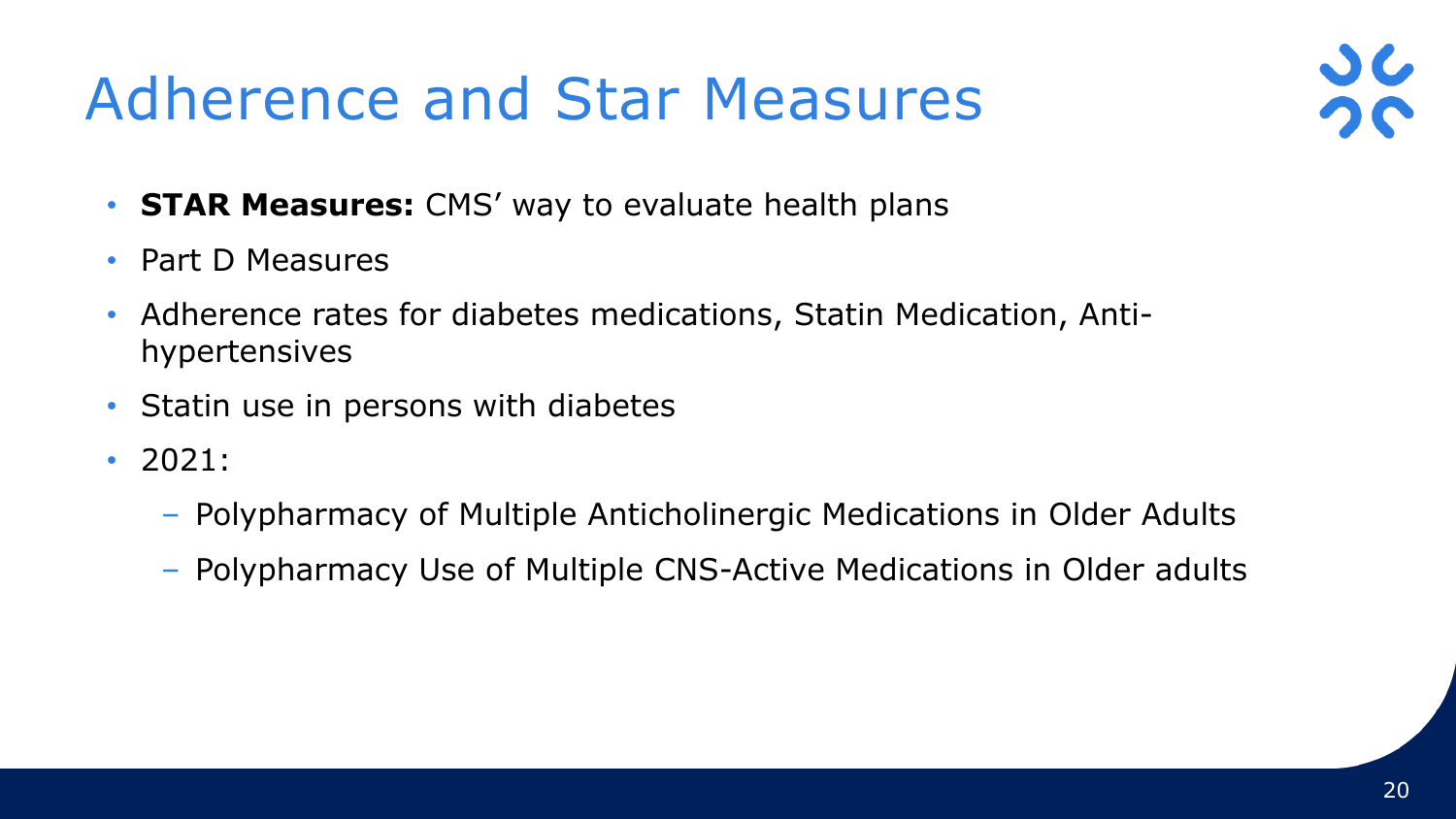# Adherence and Star Measures

- **STAR Measures:** CMS' way to evaluate health plans
- Part D Measures
- Adherence rates for diabetes medications, Statin Medication, Anti-hypertensives
- Statin use in persons with diabetes
- 2021:
  - Polypharmacy of Multiple Anticholinergic Medications in Older Adults
  - Polypharmacy Use of Multiple CNS-Active Medications in Older adults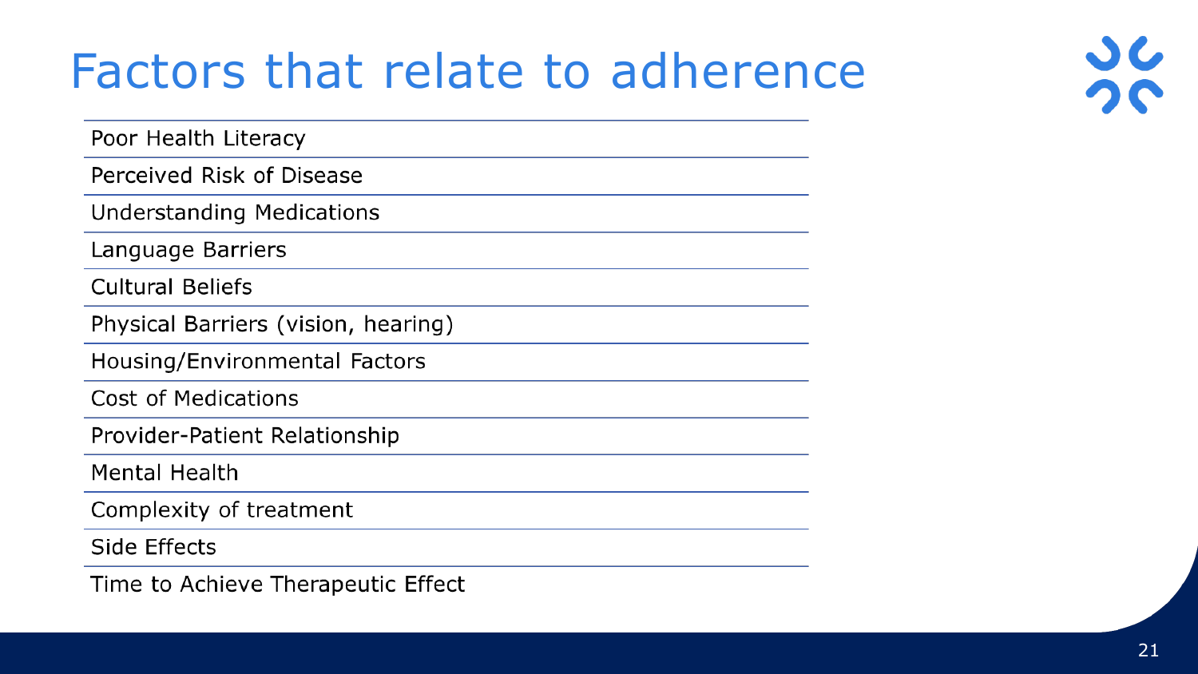# Factors that relate to adherence

- Poor Health Literacy
- Perceived Risk of Disease
- Understanding Medications
- Language Barriers
- Cultural Beliefs
- Physical Barriers (vision, hearing)
- Housing/Environmental Factors
- Cost of Medications
- Provider-Patient Relationship
- Mental Health
- Complexity of treatment
- Side Effects
- Time to Achieve Therapeutic Effect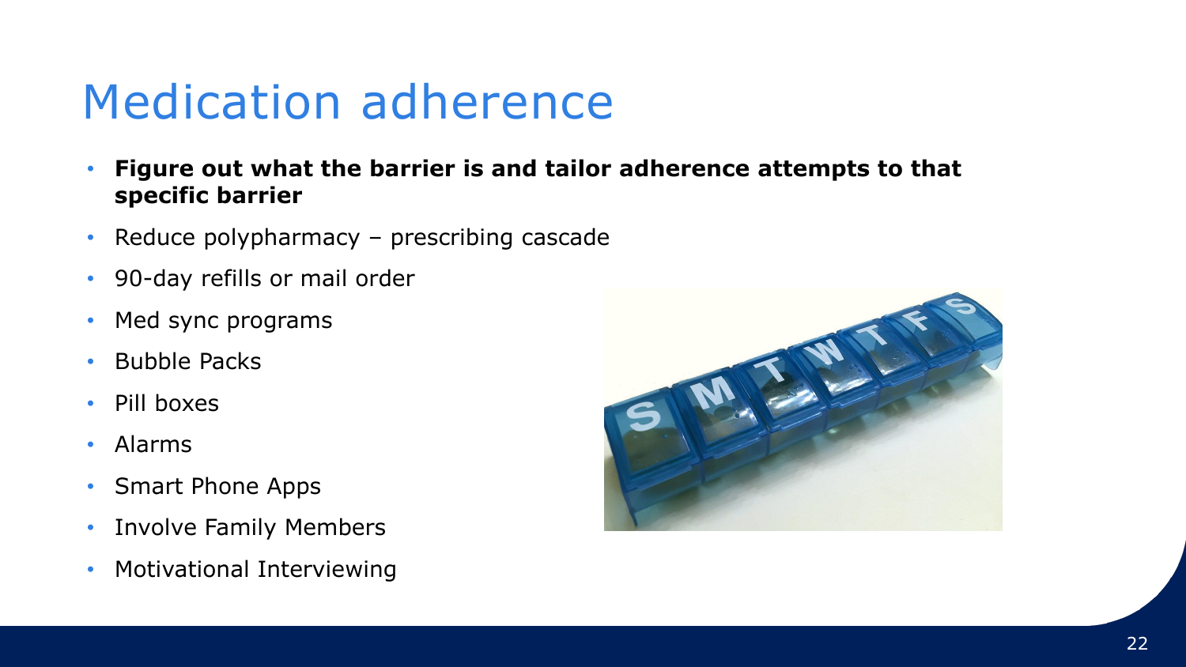# Medication adherence

- **Figure out what the barrier is and tailor adherence attempts to that specific barrier**
- Reduce polypharmacy – prescribing cascade
- 90-day refills or mail order
- Med sync programs
- Bubble Packs
- Pill boxes
- Alarms
- Smart Phone Apps
- Involve Family Members
- Motivational Interviewing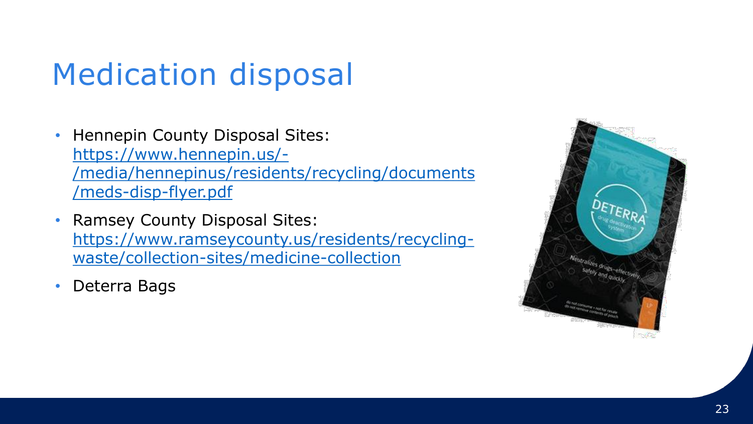# Medication disposal

- Hennepin County Disposal Sites: https://www.hennepin.us/-/media/hennepinus/residents/recycling/documents/meds-disp-flyer.pdf
- Ramsey County Disposal Sites: https://www.ramseycounty.us/residents/recycling-waste/collection-sites/medicine-collection
- Deterra Bags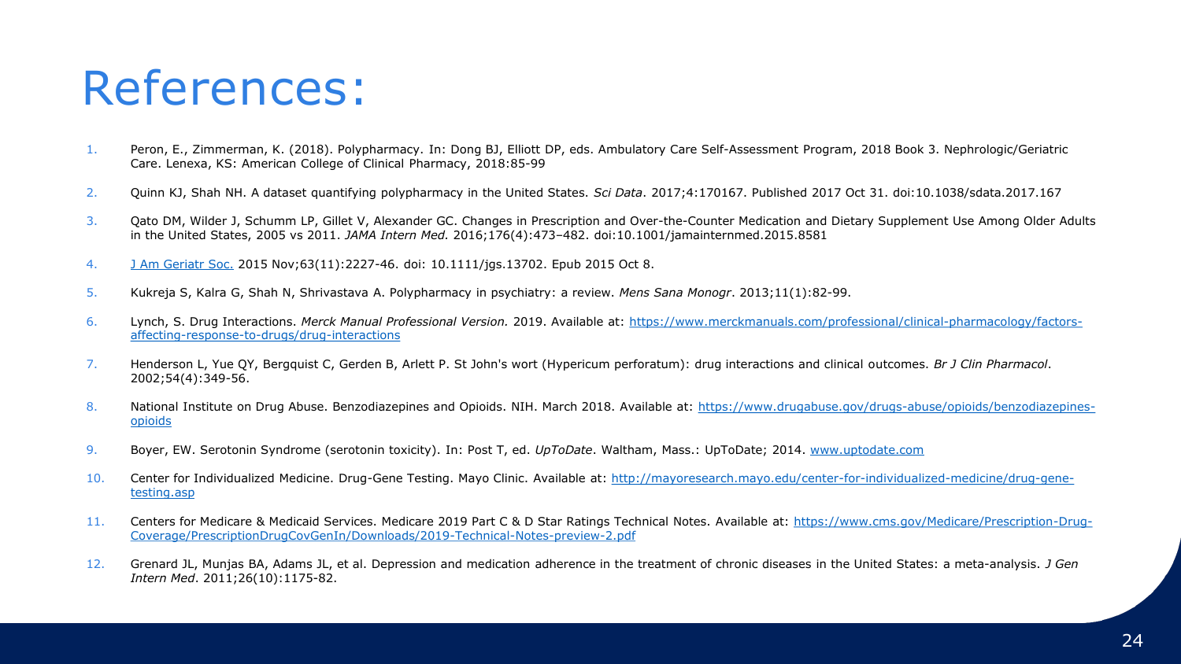# References:

1. Peron, E., Zimmerman, K. (2018). Polypharmacy. In: Dong BJ, Elliott DP, eds. Ambulatory Care Self-Assessment Program, 2018 Book 3. Nephrologic/Geriatric Care. Lenexa, KS: American College of Clinical Pharmacy, 2018:85-99
2. Quinn KJ, Shah NH. A dataset quantifying polypharmacy in the United States. *Sci Data*. 2017;4:170167. Published 2017 Oct 31. doi:10.1038/sdata.2017.167
3. Qato DM, Wilder J, Schumm LP, Gillet V, Alexander GC. Changes in Prescription and Over-the-Counter Medication and Dietary Supplement Use Among Older Adults in the United States, 2005 vs 2011. *JAMA Intern Med.* 2016;176(4):473–482. doi:10.1001/jamainternmed.2015.8581
4. J Am Geriatr Soc. 2015 Nov;63(11):2227-46. doi: 10.1111/jgs.13702. Epub 2015 Oct 8.
5. Kukreja S, Kalra G, Shah N, Shrivastava A. Polypharmacy in psychiatry: a review. *Mens Sana Monogr*. 2013;11(1):82-99.
6. Lynch, S. Drug Interactions. *Merck Manual Professional Version.* 2019. Available at: https://www.merckmanuals.com/professional/clinical-pharmacology/factors-affecting-response-to-drugs/drug-interactions
7. Henderson L, Yue QY, Bergquist C, Gerden B, Arlett P. St John's wort (Hypericum perforatum): drug interactions and clinical outcomes. *Br J Clin Pharmacol*. 2002;54(4):349-56.
8. National Institute on Drug Abuse. Benzodiazepines and Opioids. NIH. March 2018. Available at: https://www.drugabuse.gov/drugs-abuse/opioids/benzodiazepines-opioids
9. Boyer, EW. Serotonin Syndrome (serotonin toxicity). In: Post T, ed. *UpToDate*. Waltham, Mass.: UpToDate; 2014. www.uptodate.com
10. Center for Individualized Medicine. Drug-Gene Testing. Mayo Clinic. Available at: http://mayoresearch.mayo.edu/center-for-individualized-medicine/drug-gene-testing.asp
11. Centers for Medicare & Medicaid Services. Medicare 2019 Part C & D Star Ratings Technical Notes. Available at: https://www.cms.gov/Medicare/Prescription-Drug-Coverage/PrescriptionDrugCovGenIn/Downloads/2019-Technical-Notes-preview-2.pdf
12. Grenard JL, Munjas BA, Adams JL, et al. Depression and medication adherence in the treatment of chronic diseases in the United States: a meta-analysis. *J Gen Intern Med*. 2011;26(10):1175-82.